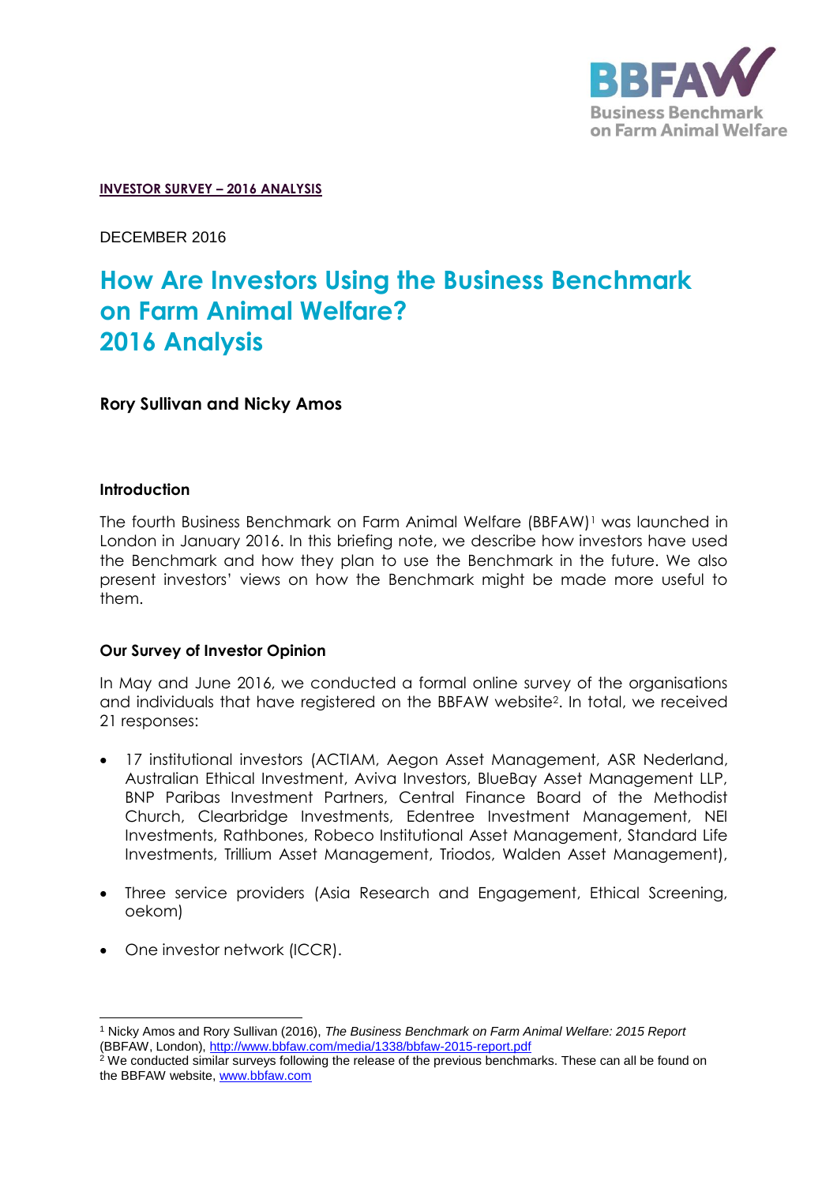**INVESTOR SURVEY – 2016 ANALYSIS**

DECEMBER 2016

# How Are Investors Using the Business Benchmark on Farm Animal Welfare? 2016 Analysis

**Rory Sullivan and Nicky Amos**

## Introduction

The fourth Business Benchmark on Farm Animal Welfare (BBFAW)[1] was launched in London in January 2016. In this briefing note, we describe how investors have used the Benchmark and how they plan to use the Benchmark in the future. We also present investors' views on how the Benchmark might be made more useful to them.

## Our Survey of Investor Opinion

In May and June 2016, we conducted a formal online survey of the organisations and individuals that have registered on the BBFAW website[2]. In total, we received 21 responses:

- 17 institutional investors (ACTIAM, Aegon Asset Management, ASR Nederland, Australian Ethical Investment, Aviva Investors, BlueBay Asset Management LLP, BNP Paribas Investment Partners, Central Finance Board of the Methodist Church, Clearbridge Investments, Edentree Investment Management, NEI Investments, Rathbones, Robeco Institutional Asset Management, Standard Life Investments, Trillium Asset Management, Triodos, Walden Asset Management),
- Three service providers (Asia Research and Engagement, Ethical Screening, oekom)
- One investor network (ICCR).

---

[1] Nicky Amos and Rory Sullivan (2016), *The Business Benchmark on Farm Animal Welfare: 2015 Report* (BBFAW, London), http://www.bbfaw.com/media/1338/bbfaw-2015-report.pdf

[2] We conducted similar surveys following the release of the previous benchmarks. These can all be found on the BBFAW website, www.bbfaw.com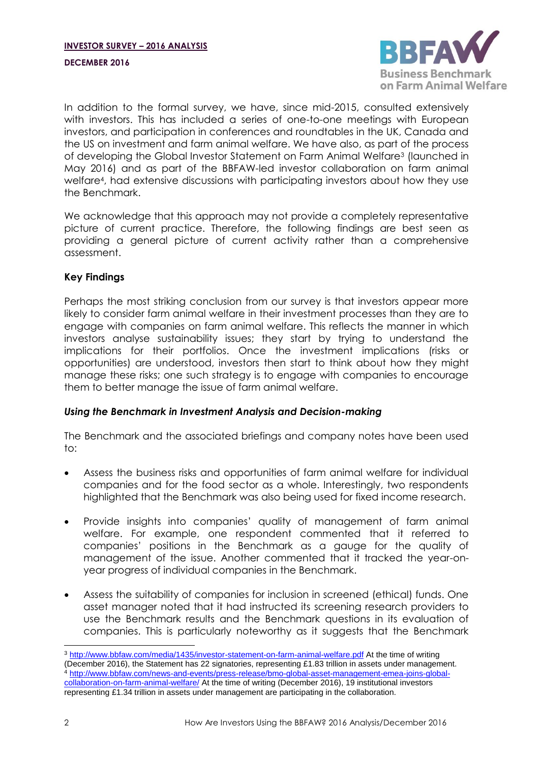In addition to the formal survey, we have, since mid-2015, consulted extensively with investors. This has included a series of one-to-one meetings with European investors, and participation in conferences and roundtables in the UK, Canada and the US on investment and farm animal welfare. We have also, as part of the process of developing the Global Investor Statement on Farm Animal Welfare[3] (launched in May 2016) and as part of the BBFAW-led investor collaboration on farm animal welfare[4], had extensive discussions with participating investors about how they use the Benchmark.

We acknowledge that this approach may not provide a completely representative picture of current practice. Therefore, the following findings are best seen as providing a general picture of current activity rather than a comprehensive assessment.

## Key Findings

Perhaps the most striking conclusion from our survey is that investors appear more likely to consider farm animal welfare in their investment processes than they are to engage with companies on farm animal welfare. This reflects the manner in which investors analyse sustainability issues; they start by trying to understand the implications for their portfolios. Once the investment implications (risks or opportunities) are understood, investors then start to think about how they might manage these risks; one such strategy is to engage with companies to encourage them to better manage the issue of farm animal welfare.

### *Using the Benchmark in Investment Analysis and Decision-making*

The Benchmark and the associated briefings and company notes have been used to:

- Assess the business risks and opportunities of farm animal welfare for individual companies and for the food sector as a whole. Interestingly, two respondents highlighted that the Benchmark was also being used for fixed income research.
- Provide insights into companies' quality of management of farm animal welfare. For example, one respondent commented that it referred to companies' positions in the Benchmark as a gauge for the quality of management of the issue. Another commented that it tracked the year-on-year progress of individual companies in the Benchmark.
- Assess the suitability of companies for inclusion in screened (ethical) funds. One asset manager noted that it had instructed its screening research providers to use the Benchmark results and the Benchmark questions in its evaluation of companies. This is particularly noteworthy as it suggests that the Benchmark

---

[3] http://www.bbfaw.com/media/1435/investor-statement-on-farm-animal-welfare.pdf At the time of writing (December 2016), the Statement has 22 signatories, representing £1.83 trillion in assets under management.

[4] http://www.bbfaw.com/news-and-events/press-release/bmo-global-asset-management-emea-joins-global-collaboration-on-farm-animal-welfare/ At the time of writing (December 2016), 19 institutional investors representing £1.34 trillion in assets under management are participating in the collaboration.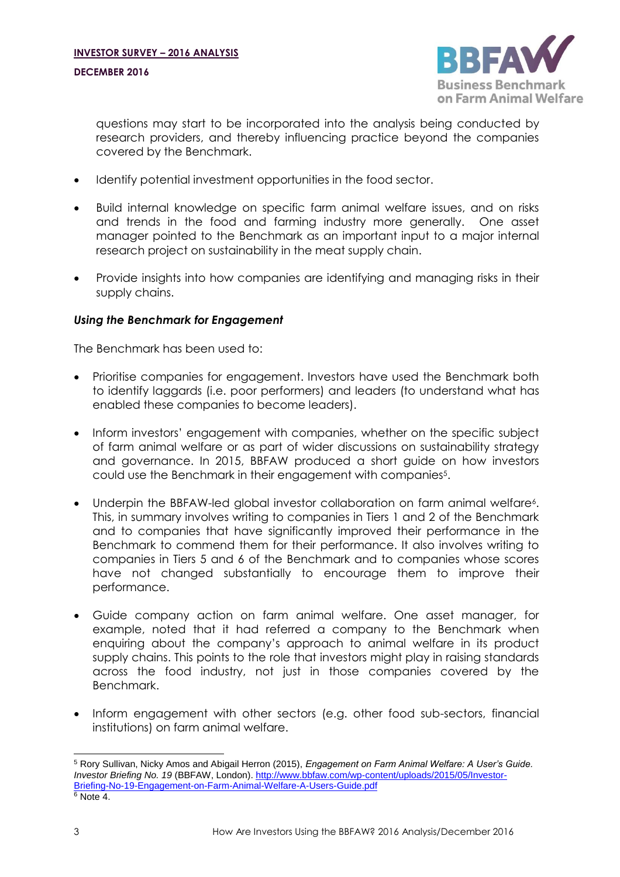questions may start to be incorporated into the analysis being conducted by research providers, and thereby influencing practice beyond the companies covered by the Benchmark.

- Identify potential investment opportunities in the food sector.
- Build internal knowledge on specific farm animal welfare issues, and on risks and trends in the food and farming industry more generally. One asset manager pointed to the Benchmark as an important input to a major internal research project on sustainability in the meat supply chain.
- Provide insights into how companies are identifying and managing risks in their supply chains.

***Using the Benchmark for Engagement***

The Benchmark has been used to:

- Prioritise companies for engagement. Investors have used the Benchmark both to identify laggards (i.e. poor performers) and leaders (to understand what has enabled these companies to become leaders).
- Inform investors' engagement with companies, whether on the specific subject of farm animal welfare or as part of wider discussions on sustainability strategy and governance. In 2015, BBFAW produced a short guide on how investors could use the Benchmark in their engagement with companies[5].
- Underpin the BBFAW-led global investor collaboration on farm animal welfare[6]. This, in summary involves writing to companies in Tiers 1 and 2 of the Benchmark and to companies that have significantly improved their performance in the Benchmark to commend them for their performance. It also involves writing to companies in Tiers 5 and 6 of the Benchmark and to companies whose scores have not changed substantially to encourage them to improve their performance.
- Guide company action on farm animal welfare. One asset manager, for example, noted that it had referred a company to the Benchmark when enquiring about the company's approach to animal welfare in its product supply chains. This points to the role that investors might play in raising standards across the food industry, not just in those companies covered by the Benchmark.
- Inform engagement with other sectors (e.g. other food sub-sectors, financial institutions) on farm animal welfare.

---

[5] Rory Sullivan, Nicky Amos and Abigail Herron (2015), *Engagement on Farm Animal Welfare: A User's Guide. Investor Briefing No. 19* (BBFAW, London). http://www.bbfaw.com/wp-content/uploads/2015/05/Investor-Briefing-No-19-Engagement-on-Farm-Animal-Welfare-A-Users-Guide.pdf

[6] Note 4.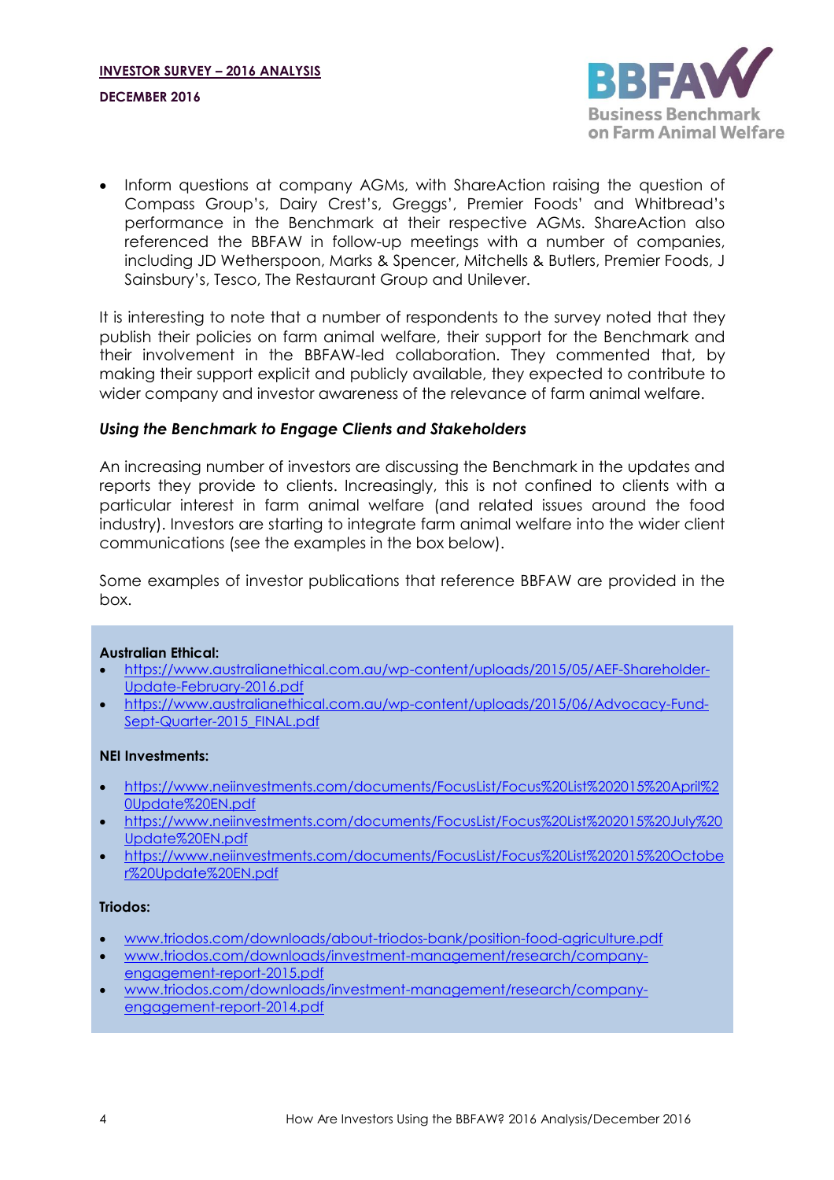- Inform questions at company AGMs, with ShareAction raising the question of Compass Group's, Dairy Crest's, Greggs', Premier Foods' and Whitbread's performance in the Benchmark at their respective AGMs. ShareAction also referenced the BBFAW in follow-up meetings with a number of companies, including JD Wetherspoon, Marks & Spencer, Mitchells & Butlers, Premier Foods, J Sainsbury's, Tesco, The Restaurant Group and Unilever.

It is interesting to note that a number of respondents to the survey noted that they publish their policies on farm animal welfare, their support for the Benchmark and their involvement in the BBFAW-led collaboration. They commented that, by making their support explicit and publicly available, they expected to contribute to wider company and investor awareness of the relevance of farm animal welfare.

### *Using the Benchmark to Engage Clients and Stakeholders*

An increasing number of investors are discussing the Benchmark in the updates and reports they provide to clients. Increasingly, this is not confined to clients with a particular interest in farm animal welfare (and related issues around the food industry). Investors are starting to integrate farm animal welfare into the wider client communications (see the examples in the box below).

Some examples of investor publications that reference BBFAW are provided in the box.

**Australian Ethical:**

- https://www.australianethical.com.au/wp-content/uploads/2015/05/AEF-Shareholder-Update-February-2016.pdf
- https://www.australianethical.com.au/wp-content/uploads/2015/06/Advocacy-Fund-Sept-Quarter-2015_FINAL.pdf

**NEI Investments:**

- https://www.neiinvestments.com/documents/FocusList/Focus%20List%202015%20April%20Update%20EN.pdf
- https://www.neiinvestments.com/documents/FocusList/Focus%20List%202015%20July%20Update%20EN.pdf
- https://www.neiinvestments.com/documents/FocusList/Focus%20List%202015%20October%20Update%20EN.pdf

**Triodos:**

- www.triodos.com/downloads/about-triodos-bank/position-food-agriculture.pdf
- www.triodos.com/downloads/investment-management/research/company-engagement-report-2015.pdf
- www.triodos.com/downloads/investment-management/research/company-engagement-report-2014.pdf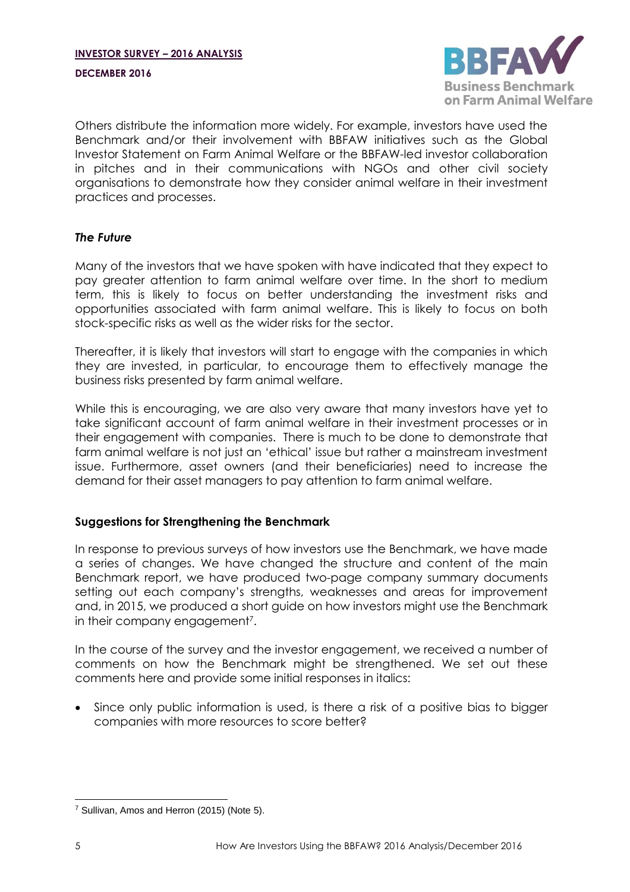Others distribute the information more widely. For example, investors have used the Benchmark and/or their involvement with BBFAW initiatives such as the Global Investor Statement on Farm Animal Welfare or the BBFAW-led investor collaboration in pitches and in their communications with NGOs and other civil society organisations to demonstrate how they consider animal welfare in their investment practices and processes.

### *The Future*

Many of the investors that we have spoken with have indicated that they expect to pay greater attention to farm animal welfare over time. In the short to medium term, this is likely to focus on better understanding the investment risks and opportunities associated with farm animal welfare. This is likely to focus on both stock-specific risks as well as the wider risks for the sector.

Thereafter, it is likely that investors will start to engage with the companies in which they are invested, in particular, to encourage them to effectively manage the business risks presented by farm animal welfare.

While this is encouraging, we are also very aware that many investors have yet to take significant account of farm animal welfare in their investment processes or in their engagement with companies. There is much to be done to demonstrate that farm animal welfare is not just an 'ethical' issue but rather a mainstream investment issue. Furthermore, asset owners (and their beneficiaries) need to increase the demand for their asset managers to pay attention to farm animal welfare.

## Suggestions for Strengthening the Benchmark

In response to previous surveys of how investors use the Benchmark, we have made a series of changes. We have changed the structure and content of the main Benchmark report, we have produced two-page company summary documents setting out each company's strengths, weaknesses and areas for improvement and, in 2015, we produced a short guide on how investors might use the Benchmark in their company engagement[7].

In the course of the survey and the investor engagement, we received a number of comments on how the Benchmark might be strengthened. We set out these comments here and provide some initial responses in italics:

- Since only public information is used, is there a risk of a positive bias to bigger companies with more resources to score better?

[7] Sullivan, Amos and Herron (2015) (Note 5).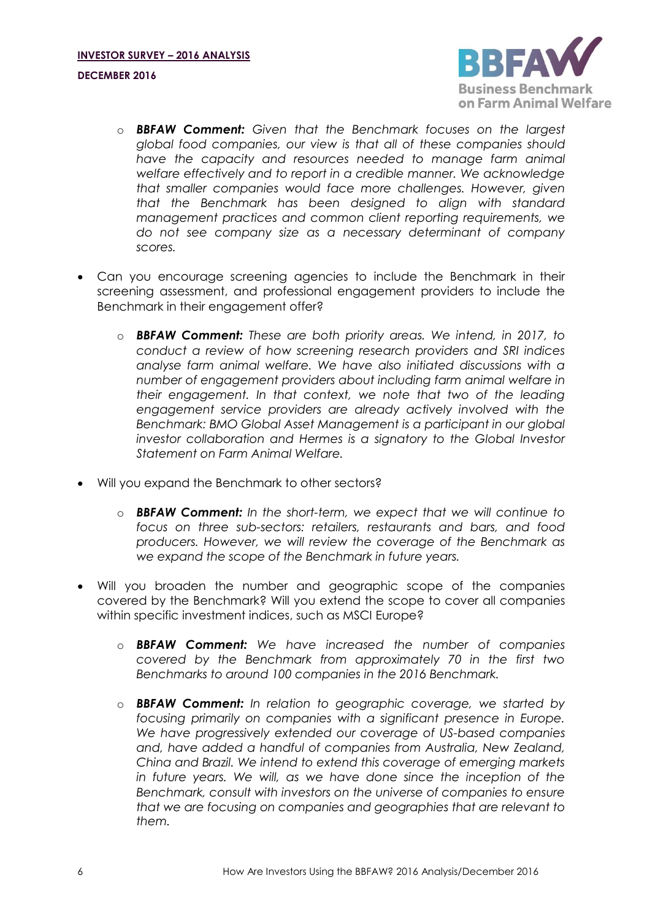- ***BBFAW Comment:*** *Given that the Benchmark focuses on the largest global food companies, our view is that all of these companies should have the capacity and resources needed to manage farm animal welfare effectively and to report in a credible manner. We acknowledge that smaller companies would face more challenges. However, given that the Benchmark has been designed to align with standard management practices and common client reporting requirements, we do not see company size as a necessary determinant of company scores.*

- Can you encourage screening agencies to include the Benchmark in their screening assessment, and professional engagement providers to include the Benchmark in their engagement offer?

  - ***BBFAW Comment:*** *These are both priority areas. We intend, in 2017, to conduct a review of how screening research providers and SRI indices analyse farm animal welfare. We have also initiated discussions with a number of engagement providers about including farm animal welfare in their engagement. In that context, we note that two of the leading engagement service providers are already actively involved with the Benchmark: BMO Global Asset Management is a participant in our global investor collaboration and Hermes is a signatory to the Global Investor Statement on Farm Animal Welfare.*

- Will you expand the Benchmark to other sectors?

  - ***BBFAW Comment:*** *In the short-term, we expect that we will continue to focus on three sub-sectors: retailers, restaurants and bars, and food producers. However, we will review the coverage of the Benchmark as we expand the scope of the Benchmark in future years.*

- Will you broaden the number and geographic scope of the companies covered by the Benchmark? Will you extend the scope to cover all companies within specific investment indices, such as MSCI Europe?

  - ***BBFAW Comment:*** *We have increased the number of companies covered by the Benchmark from approximately 70 in the first two Benchmarks to around 100 companies in the 2016 Benchmark.*

  - ***BBFAW Comment:*** *In relation to geographic coverage, we started by focusing primarily on companies with a significant presence in Europe. We have progressively extended our coverage of US-based companies and, have added a handful of companies from Australia, New Zealand, China and Brazil. We intend to extend this coverage of emerging markets in future years. We will, as we have done since the inception of the Benchmark, consult with investors on the universe of companies to ensure that we are focusing on companies and geographies that are relevant to them.*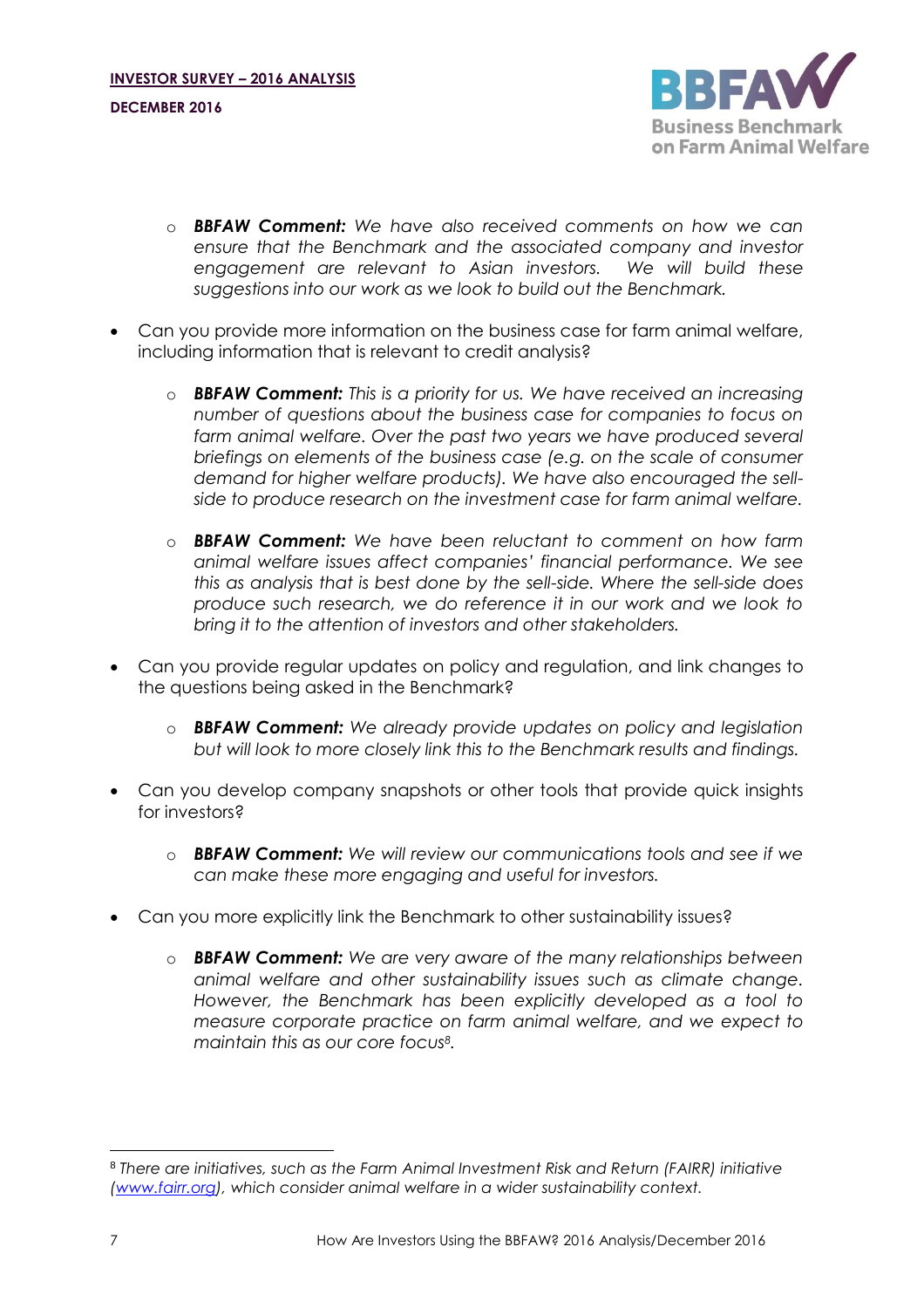- ***BBFAW Comment:*** *We have also received comments on how we can ensure that the Benchmark and the associated company and investor engagement are relevant to Asian investors. We will build these suggestions into our work as we look to build out the Benchmark.*

- Can you provide more information on the business case for farm animal welfare, including information that is relevant to credit analysis?

  - ***BBFAW Comment:*** *This is a priority for us. We have received an increasing number of questions about the business case for companies to focus on farm animal welfare. Over the past two years we have produced several briefings on elements of the business case (e.g. on the scale of consumer demand for higher welfare products). We have also encouraged the sell-side to produce research on the investment case for farm animal welfare.*

  - ***BBFAW Comment:*** *We have been reluctant to comment on how farm animal welfare issues affect companies' financial performance. We see this as analysis that is best done by the sell-side. Where the sell-side does produce such research, we do reference it in our work and we look to bring it to the attention of investors and other stakeholders.*

- Can you provide regular updates on policy and regulation, and link changes to the questions being asked in the Benchmark?

  - ***BBFAW Comment:*** *We already provide updates on policy and legislation but will look to more closely link this to the Benchmark results and findings.*

- Can you develop company snapshots or other tools that provide quick insights for investors?

  - ***BBFAW Comment:*** *We will review our communications tools and see if we can make these more engaging and useful for investors.*

- Can you more explicitly link the Benchmark to other sustainability issues?

  - ***BBFAW Comment:*** *We are very aware of the many relationships between animal welfare and other sustainability issues such as climate change. However, the Benchmark has been explicitly developed as a tool to measure corporate practice on farm animal welfare, and we expect to maintain this as our core focus*[8]*.*

---

[8] *There are initiatives, such as the Farm Animal Investment Risk and Return (FAIRR) initiative (www.fairr.org), which consider animal welfare in a wider sustainability context.*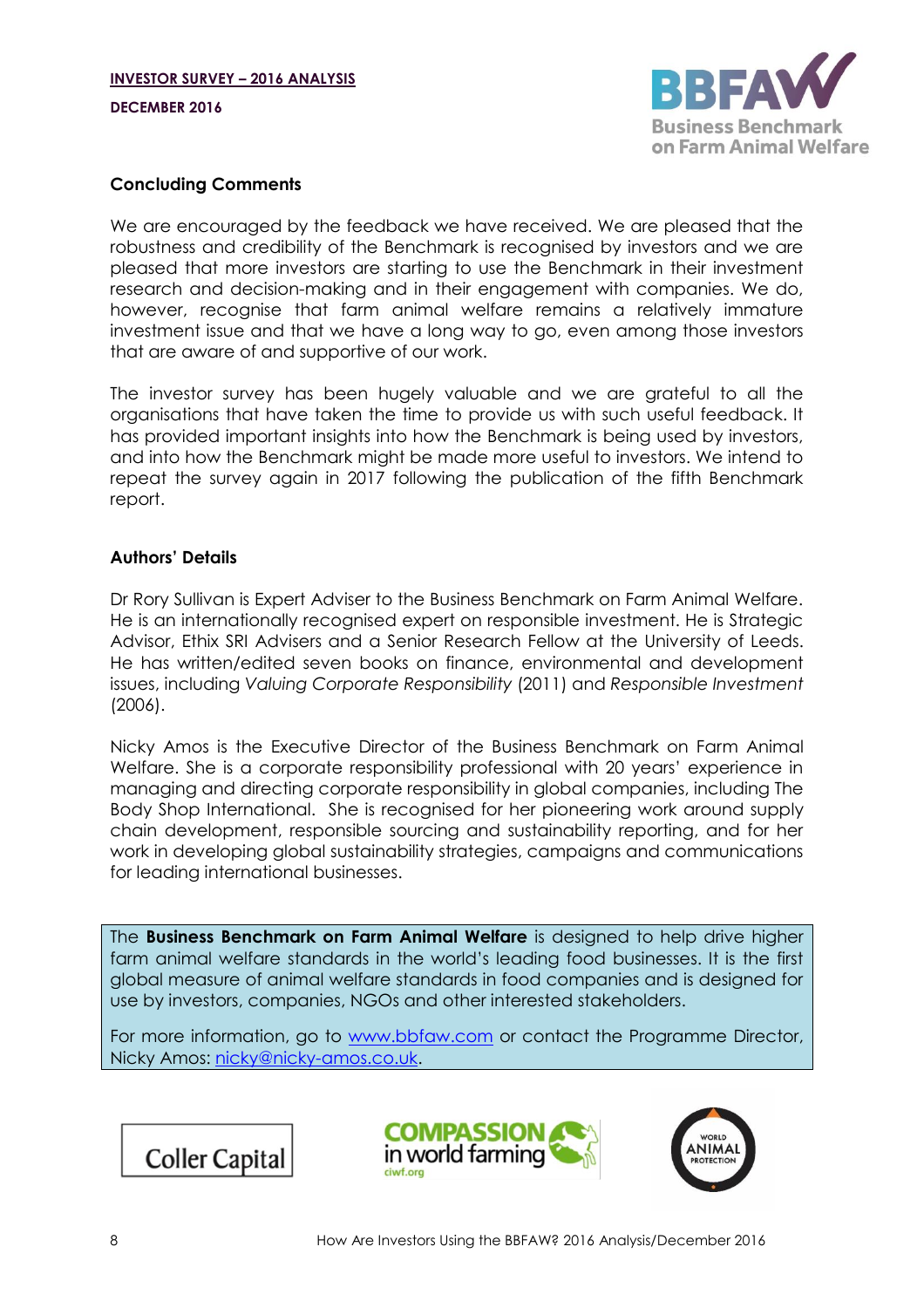## Concluding Comments

We are encouraged by the feedback we have received. We are pleased that the robustness and credibility of the Benchmark is recognised by investors and we are pleased that more investors are starting to use the Benchmark in their investment research and decision-making and in their engagement with companies. We do, however, recognise that farm animal welfare remains a relatively immature investment issue and that we have a long way to go, even among those investors that are aware of and supportive of our work.

The investor survey has been hugely valuable and we are grateful to all the organisations that have taken the time to provide us with such useful feedback. It has provided important insights into how the Benchmark is being used by investors, and into how the Benchmark might be made more useful to investors. We intend to repeat the survey again in 2017 following the publication of the fifth Benchmark report.

## Authors' Details

Dr Rory Sullivan is Expert Adviser to the Business Benchmark on Farm Animal Welfare. He is an internationally recognised expert on responsible investment. He is Strategic Advisor, Ethix SRI Advisers and a Senior Research Fellow at the University of Leeds. He has written/edited seven books on finance, environmental and development issues, including *Valuing Corporate Responsibility* (2011) and *Responsible Investment* (2006).

Nicky Amos is the Executive Director of the Business Benchmark on Farm Animal Welfare. She is a corporate responsibility professional with 20 years' experience in managing and directing corporate responsibility in global companies, including The Body Shop International. She is recognised for her pioneering work around supply chain development, responsible sourcing and sustainability reporting, and for her work in developing global sustainability strategies, campaigns and communications for leading international businesses.

The **Business Benchmark on Farm Animal Welfare** is designed to help drive higher farm animal welfare standards in the world's leading food businesses. It is the first global measure of animal welfare standards in food companies and is designed for use by investors, companies, NGOs and other interested stakeholders.

For more information, go to [www.bbfaw.com](http://www.bbfaw.com) or contact the Programme Director, Nicky Amos: [nicky@nicky-amos.co.uk](mailto:nicky@nicky-amos.co.uk).

Coller Capital

COMPASSION in world farming ciwf.org

WORLD ANIMAL PROTECTION